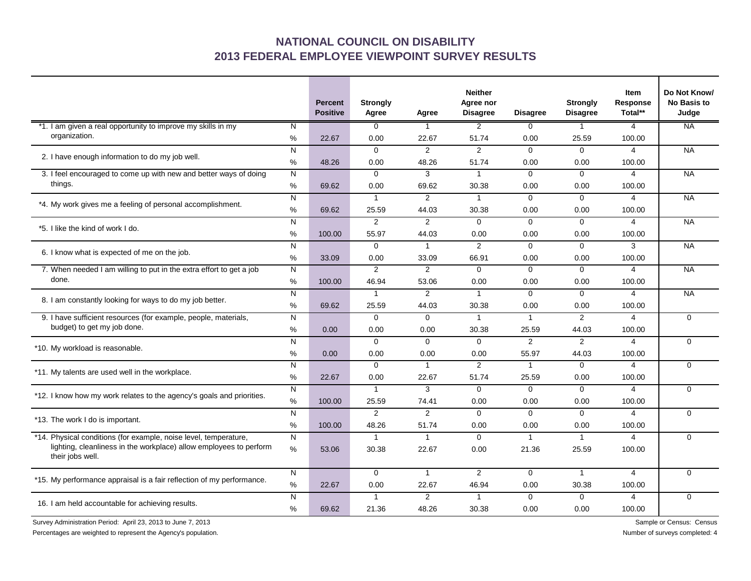# NATIONAL COUNCIL ON DISABILITY
# 2013 FEDERAL EMPLOYEE VIEWPOINT SURVEY RESULTS

| | | Percent Positive | Strongly Agree | Agree | Neither Agree nor Disagree | Disagree | Strongly Disagree | Item Response Total** | Do Not Know/ No Basis to Judge |
|---|---|---|---|---|---|---|---|---|---|
| *1. I am given a real opportunity to improve my skills in my organization. | N | | 0 | 1 | 2 | 0 | 1 | 4 | NA |
| | % | 22.67 | 0.00 | 22.67 | 51.74 | 0.00 | 25.59 | 100.00 | |
| 2. I have enough information to do my job well. | N | | 0 | 2 | 2 | 0 | 0 | 4 | NA |
| | % | 48.26 | 0.00 | 48.26 | 51.74 | 0.00 | 0.00 | 100.00 | |
| 3. I feel encouraged to come up with new and better ways of doing things. | N | | 0 | 3 | 1 | 0 | 0 | 4 | NA |
| | % | 69.62 | 0.00 | 69.62 | 30.38 | 0.00 | 0.00 | 100.00 | |
| *4. My work gives me a feeling of personal accomplishment. | N | | 1 | 2 | 1 | 0 | 0 | 4 | NA |
| | % | 69.62 | 25.59 | 44.03 | 30.38 | 0.00 | 0.00 | 100.00 | |
| *5. I like the kind of work I do. | N | | 2 | 2 | 0 | 0 | 0 | 4 | NA |
| | % | 100.00 | 55.97 | 44.03 | 0.00 | 0.00 | 0.00 | 100.00 | |
| 6. I know what is expected of me on the job. | N | | 0 | 1 | 2 | 0 | 0 | 3 | NA |
| | % | 33.09 | 0.00 | 33.09 | 66.91 | 0.00 | 0.00 | 100.00 | |
| 7. When needed I am willing to put in the extra effort to get a job done. | N | | 2 | 2 | 0 | 0 | 0 | 4 | NA |
| | % | 100.00 | 46.94 | 53.06 | 0.00 | 0.00 | 0.00 | 100.00 | |
| 8. I am constantly looking for ways to do my job better. | N | | 1 | 2 | 1 | 0 | 0 | 4 | NA |
| | % | 69.62 | 25.59 | 44.03 | 30.38 | 0.00 | 0.00 | 100.00 | |
| 9. I have sufficient resources (for example, people, materials, budget) to get my job done. | N | | 0 | 0 | 1 | 1 | 2 | 4 | 0 |
| | % | 0.00 | 0.00 | 0.00 | 30.38 | 25.59 | 44.03 | 100.00 | |
| *10. My workload is reasonable. | N | | 0 | 0 | 0 | 2 | 2 | 4 | 0 |
| | % | 0.00 | 0.00 | 0.00 | 0.00 | 55.97 | 44.03 | 100.00 | |
| *11. My talents are used well in the workplace. | N | | 0 | 1 | 2 | 1 | 0 | 4 | 0 |
| | % | 22.67 | 0.00 | 22.67 | 51.74 | 25.59 | 0.00 | 100.00 | |
| *12. I know how my work relates to the agency's goals and priorities. | N | | 1 | 3 | 0 | 0 | 0 | 4 | 0 |
| | % | 100.00 | 25.59 | 74.41 | 0.00 | 0.00 | 0.00 | 100.00 | |
| *13. The work I do is important. | N | | 2 | 2 | 0 | 0 | 0 | 4 | 0 |
| | % | 100.00 | 48.26 | 51.74 | 0.00 | 0.00 | 0.00 | 100.00 | |
| *14. Physical conditions (for example, noise level, temperature, lighting, cleanliness in the workplace) allow employees to perform their jobs well. | N | | 1 | 1 | 0 | 1 | 1 | 4 | 0 |
| | % | 53.06 | 30.38 | 22.67 | 0.00 | 21.36 | 25.59 | 100.00 | |
| *15. My performance appraisal is a fair reflection of my performance. | N | | 0 | 1 | 2 | 0 | 1 | 4 | 0 |
| | % | 22.67 | 0.00 | 22.67 | 46.94 | 0.00 | 30.38 | 100.00 | |
| 16. I am held accountable for achieving results. | N | | 1 | 2 | 1 | 0 | 0 | 4 | 0 |
| | % | 69.62 | 21.36 | 48.26 | 30.38 | 0.00 | 0.00 | 100.00 | |

Survey Administration Period: April 23, 2013 to June 7, 2013

Percentages are weighted to represent the Agency's population.

Sample or Census: Census

Number of surveys completed: 4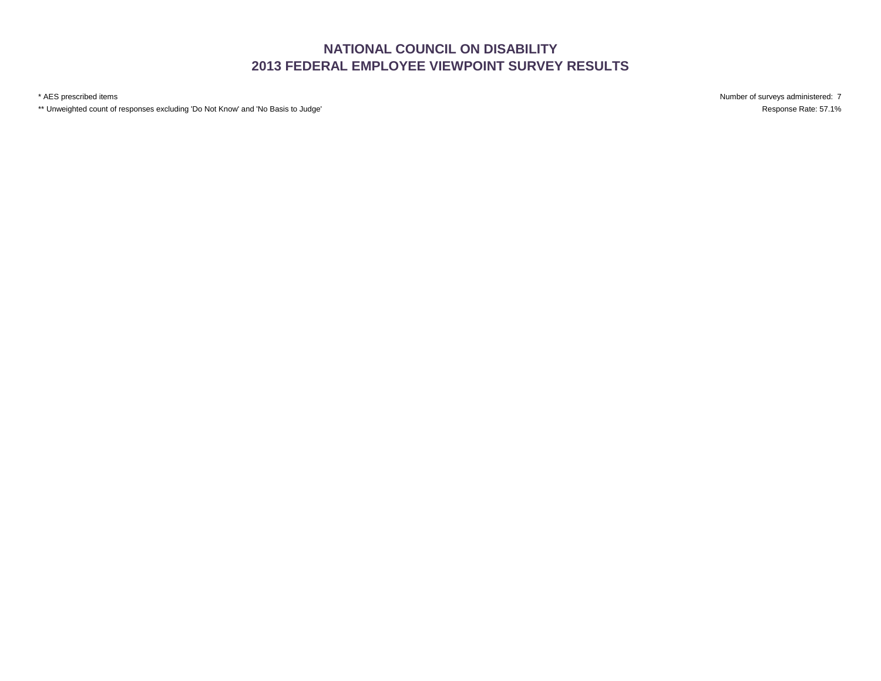# NATIONAL COUNCIL ON DISABILITY
# 2013 FEDERAL EMPLOYEE VIEWPOINT SURVEY RESULTS

* AES prescribed items

** Unweighted count of responses excluding 'Do Not Know' and 'No Basis to Judge'

Number of surveys administered: 7

Response Rate: 57.1%